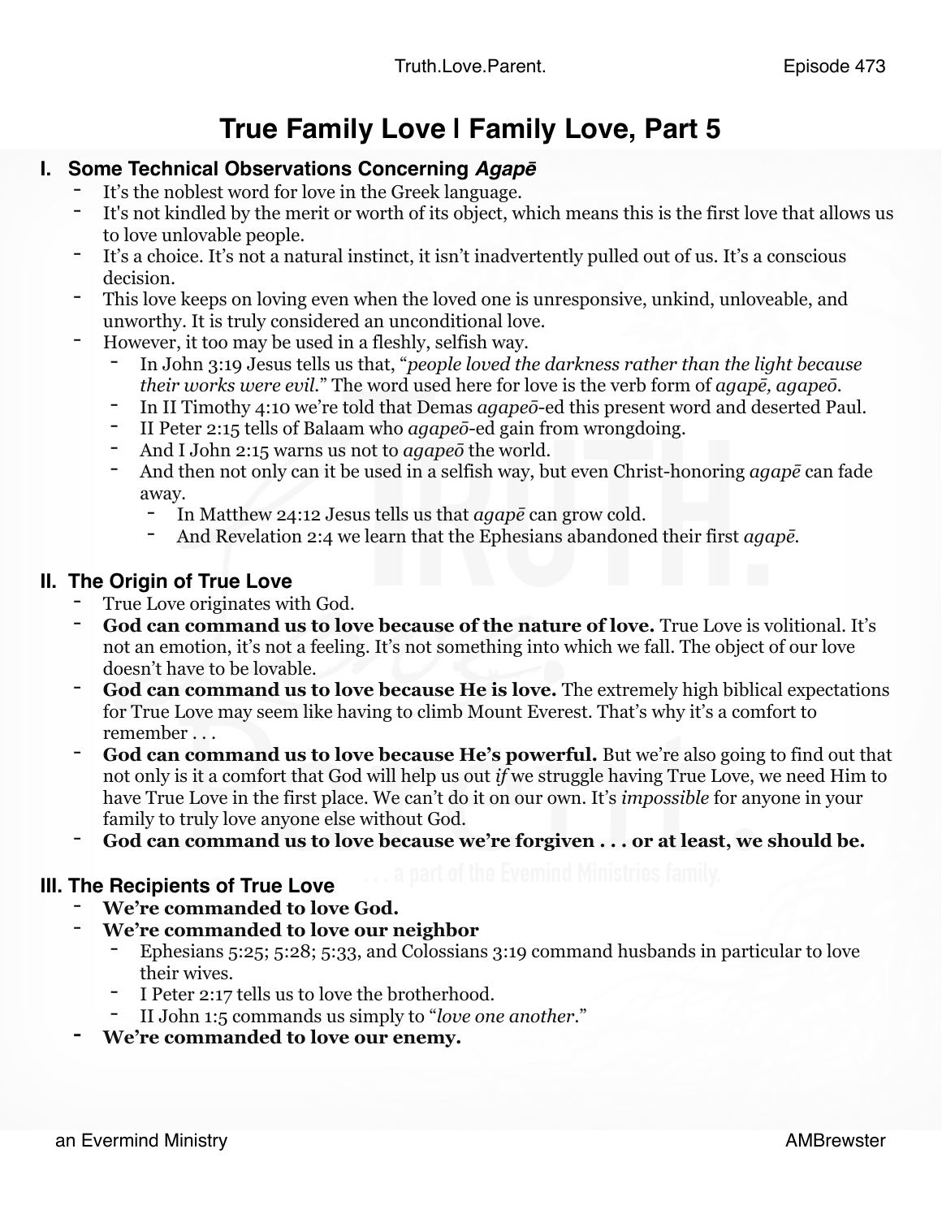# True Family Love | Family Love, Part 5

## I. Some Technical Observations Concerning *Agapē*

- It's the noblest word for love in the Greek language.
- It's not kindled by the merit or worth of its object, which means this is the first love that allows us to love unlovable people.
- It's a choice. It's not a natural instinct, it isn't inadvertently pulled out of us. It's a conscious decision.
- This love keeps on loving even when the loved one is unresponsive, unkind, unloveable, and unworthy. It is truly considered an unconditional love.
- However, it too may be used in a fleshly, selfish way.
  - In John 3:19 Jesus tells us that, "*people loved the darkness rather than the light because their works were evil.*" The word used here for love is the verb form of *agapē, agapeō*.
  - In II Timothy 4:10 we're told that Demas *agapeō*-ed this present word and deserted Paul.
  - II Peter 2:15 tells of Balaam who *agapeō*-ed gain from wrongdoing.
  - And I John 2:15 warns us not to *agapeō* the world.
  - And then not only can it be used in a selfish way, but even Christ-honoring *agapē* can fade away.
    - In Matthew 24:12 Jesus tells us that *agapē* can grow cold.
    - And Revelation 2:4 we learn that the Ephesians abandoned their first *agapē*.

## II. The Origin of True Love

- True Love originates with God.
- **God can command us to love because of the nature of love.** True Love is volitional. It's not an emotion, it's not a feeling. It's not something into which we fall. The object of our love doesn't have to be lovable.
- **God can command us to love because He is love.** The extremely high biblical expectations for True Love may seem like having to climb Mount Everest. That's why it's a comfort to remember . . .
- **God can command us to love because He's powerful.** But we're also going to find out that not only is it a comfort that God will help us out *if* we struggle having True Love, we need Him to have True Love in the first place. We can't do it on our own. It's *impossible* for anyone in your family to truly love anyone else without God.
- **God can command us to love because we're forgiven . . . or at least, we should be.**

## III. The Recipients of True Love

- **We're commanded to love God.**
- **We're commanded to love our neighbor**
  - Ephesians 5:25; 5:28; 5:33, and Colossians 3:19 command husbands in particular to love their wives.
  - I Peter 2:17 tells us to love the brotherhood.
  - II John 1:5 commands us simply to "*love one another*."
- **We're commanded to love our enemy.**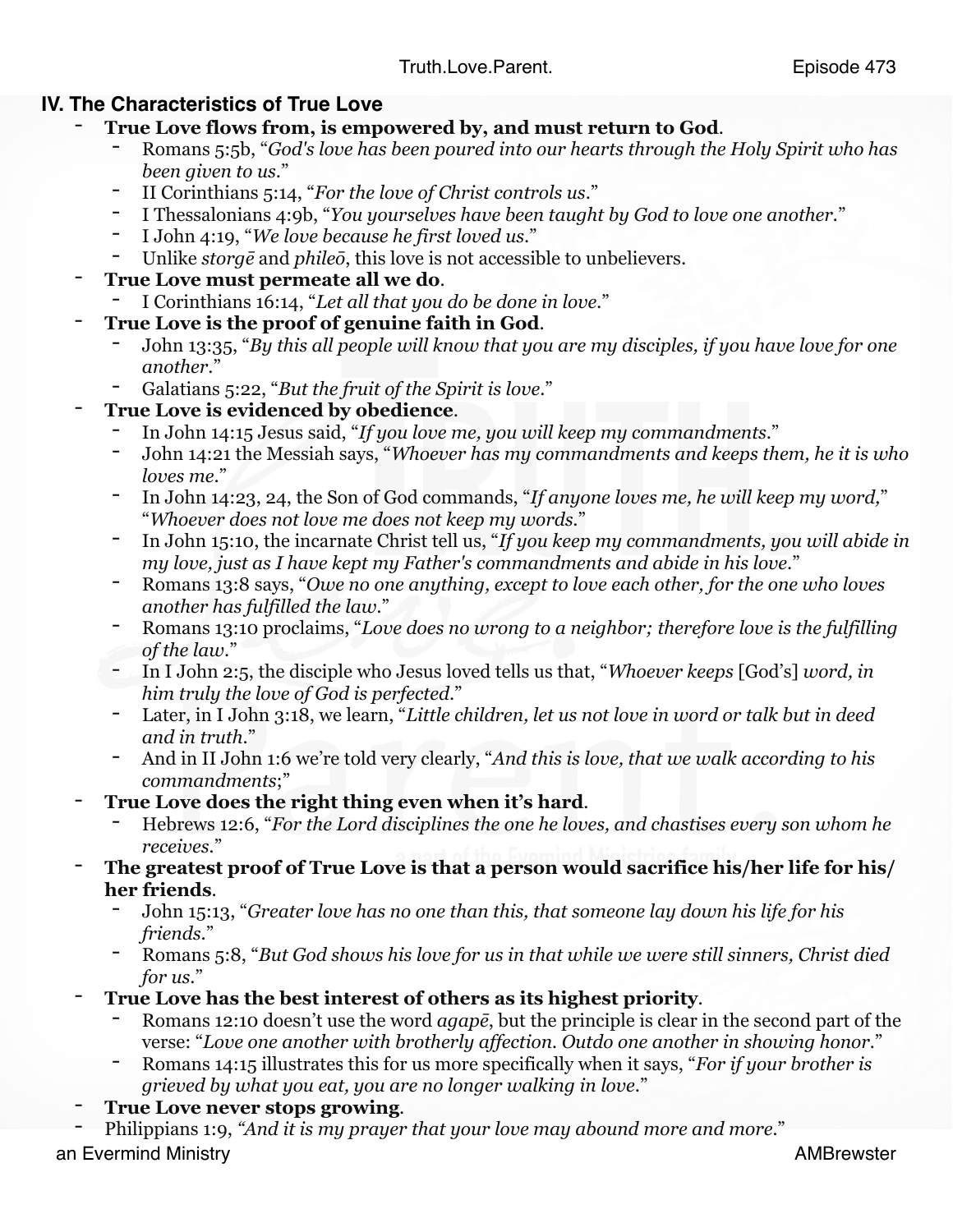## IV. The Characteristics of True Love

- **True Love flows from, is empowered by, and must return to God**.
  - Romans 5:5b, "*God's love has been poured into our hearts through the Holy Spirit who has been given to us*."
  - II Corinthians 5:14, "*For the love of Christ controls us*."
  - I Thessalonians 4:9b, "*You yourselves have been taught by God to love one another*."
  - I John 4:19, "*We love because he first loved us*."
  - Unlike *storgē* and *phileō*, this love is not accessible to unbelievers.
- **True Love must permeate all we do**.
  - I Corinthians 16:14, "*Let all that you do be done in love*."
- **True Love is the proof of genuine faith in God**.
  - John 13:35, "*By this all people will know that you are my disciples, if you have love for one another*."
  - Galatians 5:22, "*But the fruit of the Spirit is love*."
- **True Love is evidenced by obedience**.
  - In John 14:15 Jesus said, "*If you love me, you will keep my commandments*."
  - John 14:21 the Messiah says, "*Whoever has my commandments and keeps them, he it is who loves me*."
  - In John 14:23, 24, the Son of God commands, "*If anyone loves me, he will keep my word,*" "*Whoever does not love me does not keep my words.*"
  - In John 15:10, the incarnate Christ tell us, "*If you keep my commandments, you will abide in my love, just as I have kept my Father's commandments and abide in his love*."
  - Romans 13:8 says, "*Owe no one anything, except to love each other, for the one who loves another has fulfilled the law*."
  - Romans 13:10 proclaims, "*Love does no wrong to a neighbor; therefore love is the fulfilling of the law*."
  - In I John 2:5, the disciple who Jesus loved tells us that, "*Whoever keeps* [God's] *word, in him truly the love of God is perfected*."
  - Later, in I John 3:18, we learn, "*Little children, let us not love in word or talk but in deed and in truth*."
  - And in II John 1:6 we're told very clearly, "*And this is love, that we walk according to his commandments*;"
- **True Love does the right thing even when it's hard**.
  - Hebrews 12:6, "*For the Lord disciplines the one he loves, and chastises every son whom he receives*."
- **The greatest proof of True Love is that a person would sacrifice his/her life for his/her friends**.
  - John 15:13, "*Greater love has no one than this, that someone lay down his life for his friends*."
  - Romans 5:8, "*But God shows his love for us in that while we were still sinners, Christ died for us*."
- **True Love has the best interest of others as its highest priority**.
  - Romans 12:10 doesn't use the word *agapē*, but the principle is clear in the second part of the verse: "*Love one another with brotherly affection. Outdo one another in showing honor*."
  - Romans 14:15 illustrates this for us more specifically when it says, "*For if your brother is grieved by what you eat, you are no longer walking in love*."
- **True Love never stops growing**.
- Philippians 1:9, "*And it is my prayer that your love may abound more and more*."